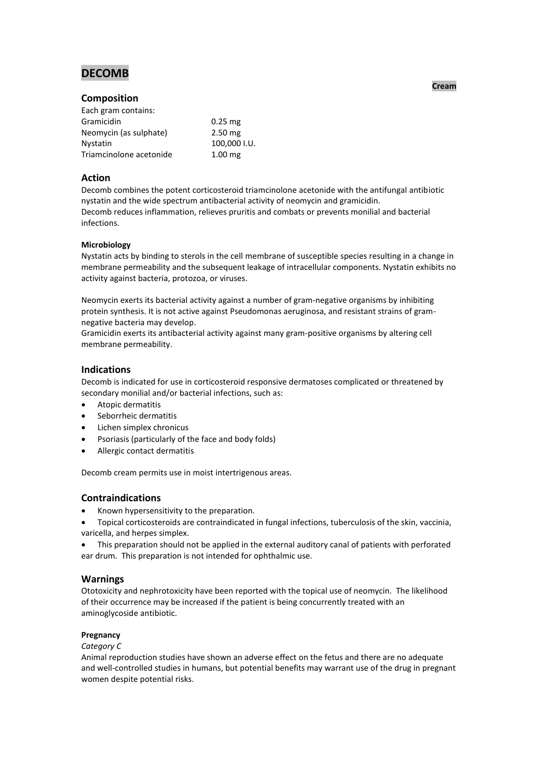# DECOMB

**Cream**

## Composition

Each gram contains:

| | |
|---|---|
| Gramicidin | 0.25 mg |
| Neomycin (as sulphate) | 2.50 mg |
| Nystatin | 100,000 I.U. |
| Triamcinolone acetonide | 1.00 mg |

## Action

Decomb combines the potent corticosteroid triamcinolone acetonide with the antifungal antibiotic nystatin and the wide spectrum antibacterial activity of neomycin and gramicidin.
Decomb reduces inflammation, relieves pruritis and combats or prevents monilial and bacterial infections.

#### Microbiology

Nystatin acts by binding to sterols in the cell membrane of susceptible species resulting in a change in membrane permeability and the subsequent leakage of intracellular components. Nystatin exhibits no activity against bacteria, protozoa, or viruses.

Neomycin exerts its bacterial activity against a number of gram-negative organisms by inhibiting protein synthesis. It is not active against Pseudomonas aeruginosa, and resistant strains of gram-negative bacteria may develop.
Gramicidin exerts its antibacterial activity against many gram-positive organisms by altering cell membrane permeability.

## Indications

Decomb is indicated for use in corticosteroid responsive dermatoses complicated or threatened by secondary monilial and/or bacterial infections, such as:

- Atopic dermatitis
- Seborrheic dermatitis
- Lichen simplex chronicus
- Psoriasis (particularly of the face and body folds)
- Allergic contact dermatitis

Decomb cream permits use in moist intertrigenous areas.

## Contraindications

- Known hypersensitivity to the preparation.
- Topical corticosteroids are contraindicated in fungal infections, tuberculosis of the skin, vaccinia, varicella, and herpes simplex.
- This preparation should not be applied in the external auditory canal of patients with perforated ear drum. This preparation is not intended for ophthalmic use.

## Warnings

Ototoxicity and nephrotoxicity have been reported with the topical use of neomycin. The likelihood of their occurrence may be increased if the patient is being concurrently treated with an aminoglycoside antibiotic.

#### Pregnancy

*Category C*

Animal reproduction studies have shown an adverse effect on the fetus and there are no adequate and well-controlled studies in humans, but potential benefits may warrant use of the drug in pregnant women despite potential risks.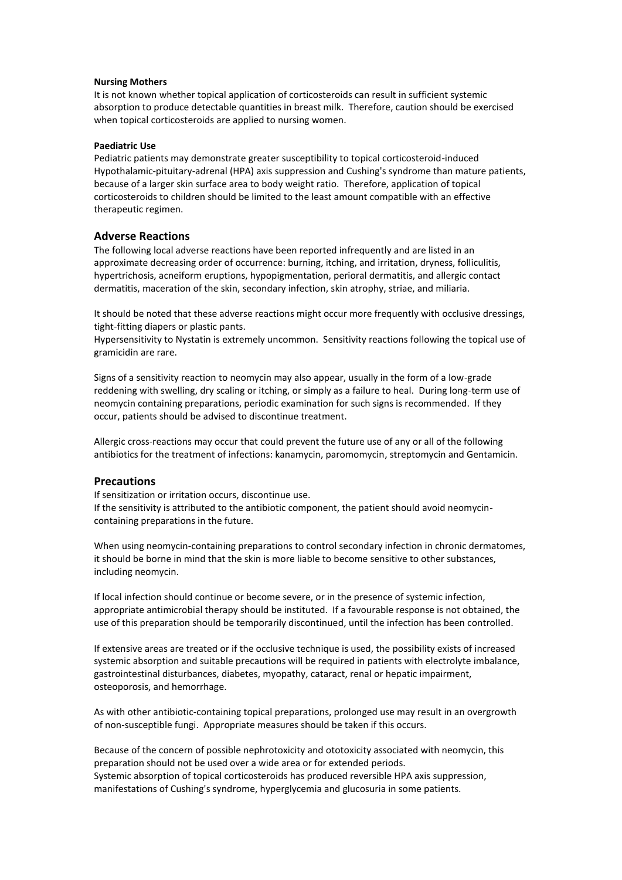**Nursing Mothers**

It is not known whether topical application of corticosteroids can result in sufficient systemic absorption to produce detectable quantities in breast milk. Therefore, caution should be exercised when topical corticosteroids are applied to nursing women.

**Paediatric Use**

Pediatric patients may demonstrate greater susceptibility to topical corticosteroid-induced Hypothalamic-pituitary-adrenal (HPA) axis suppression and Cushing's syndrome than mature patients, because of a larger skin surface area to body weight ratio. Therefore, application of topical corticosteroids to children should be limited to the least amount compatible with an effective therapeutic regimen.

## Adverse Reactions

The following local adverse reactions have been reported infrequently and are listed in an approximate decreasing order of occurrence: burning, itching, and irritation, dryness, folliculitis, hypertrichosis, acneiform eruptions, hypopigmentation, perioral dermatitis, and allergic contact dermatitis, maceration of the skin, secondary infection, skin atrophy, striae, and miliaria.

It should be noted that these adverse reactions might occur more frequently with occlusive dressings, tight-fitting diapers or plastic pants.

Hypersensitivity to Nystatin is extremely uncommon. Sensitivity reactions following the topical use of gramicidin are rare.

Signs of a sensitivity reaction to neomycin may also appear, usually in the form of a low-grade reddening with swelling, dry scaling or itching, or simply as a failure to heal. During long-term use of neomycin containing preparations, periodic examination for such signs is recommended. If they occur, patients should be advised to discontinue treatment.

Allergic cross-reactions may occur that could prevent the future use of any or all of the following antibiotics for the treatment of infections: kanamycin, paromomycin, streptomycin and Gentamicin.

## Precautions

If sensitization or irritation occurs, discontinue use.

If the sensitivity is attributed to the antibiotic component, the patient should avoid neomycin-containing preparations in the future.

When using neomycin-containing preparations to control secondary infection in chronic dermatomes, it should be borne in mind that the skin is more liable to become sensitive to other substances, including neomycin.

If local infection should continue or become severe, or in the presence of systemic infection, appropriate antimicrobial therapy should be instituted. If a favourable response is not obtained, the use of this preparation should be temporarily discontinued, until the infection has been controlled.

If extensive areas are treated or if the occlusive technique is used, the possibility exists of increased systemic absorption and suitable precautions will be required in patients with electrolyte imbalance, gastrointestinal disturbances, diabetes, myopathy, cataract, renal or hepatic impairment, osteoporosis, and hemorrhage.

As with other antibiotic-containing topical preparations, prolonged use may result in an overgrowth of non-susceptible fungi. Appropriate measures should be taken if this occurs.

Because of the concern of possible nephrotoxicity and ototoxicity associated with neomycin, this preparation should not be used over a wide area or for extended periods.

Systemic absorption of topical corticosteroids has produced reversible HPA axis suppression, manifestations of Cushing's syndrome, hyperglycemia and glucosuria in some patients.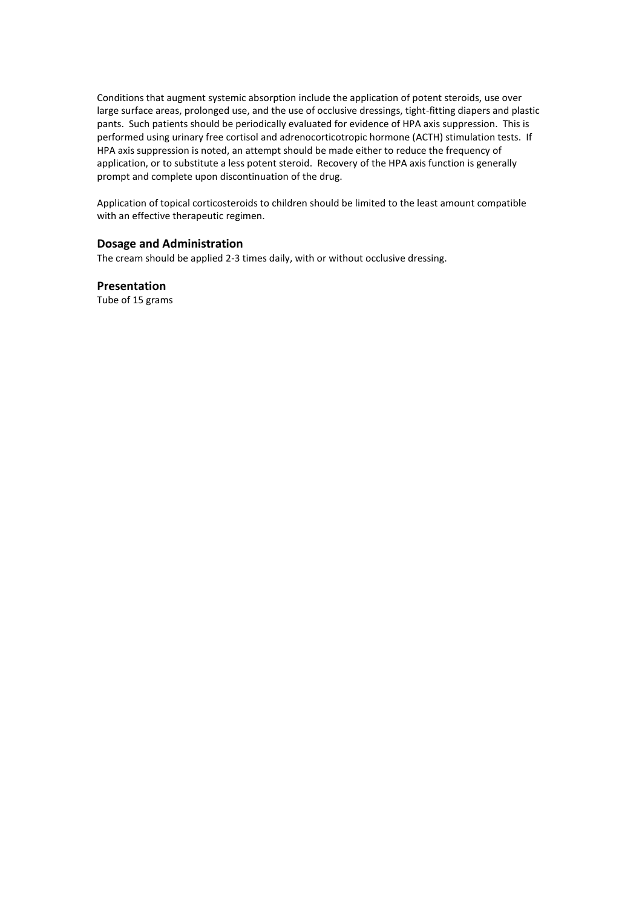Conditions that augment systemic absorption include the application of potent steroids, use over large surface areas, prolonged use, and the use of occlusive dressings, tight-fitting diapers and plastic pants. Such patients should be periodically evaluated for evidence of HPA axis suppression. This is performed using urinary free cortisol and adrenocorticotropic hormone (ACTH) stimulation tests. If HPA axis suppression is noted, an attempt should be made either to reduce the frequency of application, or to substitute a less potent steroid. Recovery of the HPA axis function is generally prompt and complete upon discontinuation of the drug.

Application of topical corticosteroids to children should be limited to the least amount compatible with an effective therapeutic regimen.

## Dosage and Administration

The cream should be applied 2-3 times daily, with or without occlusive dressing.

## Presentation

Tube of 15 grams